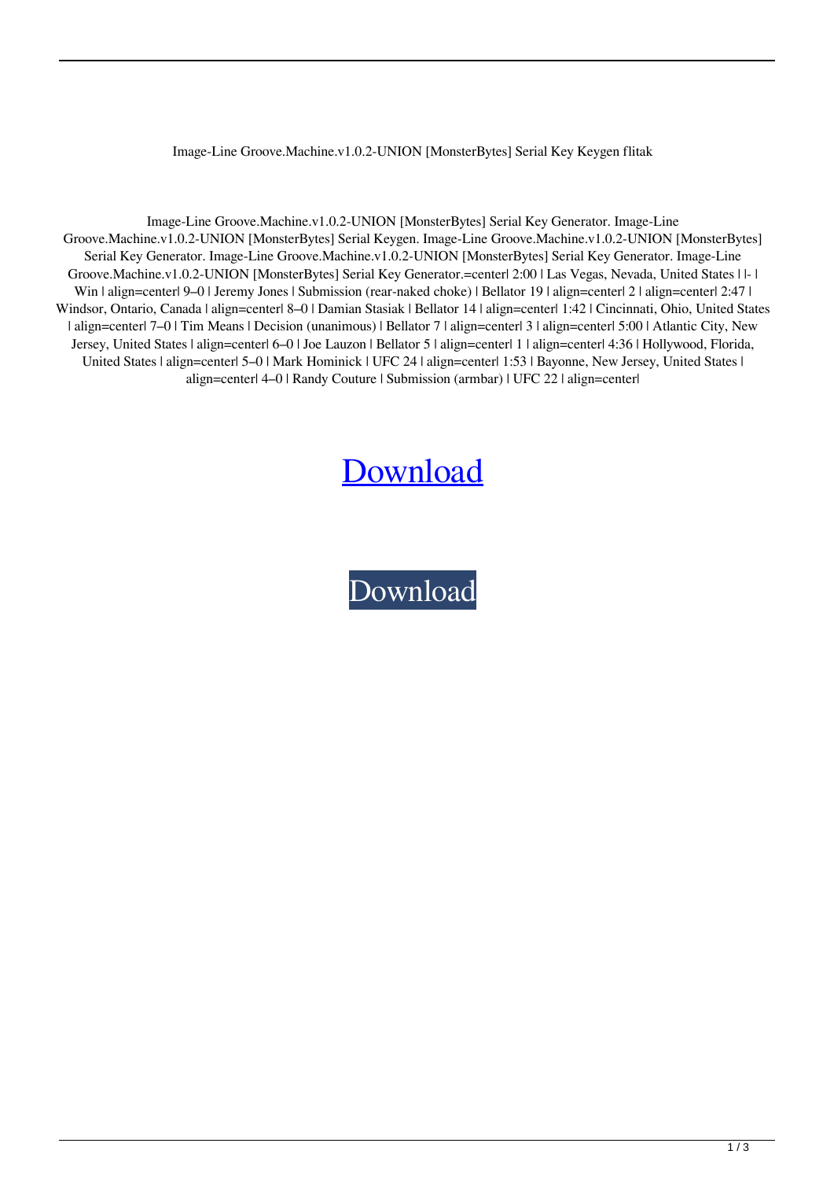Image-Line Groove.Machine.v1.0.2-UNION [MonsterBytes] Serial Key Keygen flitak

Image-Line Groove.Machine.v1.0.2-UNION [MonsterBytes] Serial Key Generator. Image-Line Groove.Machine.v1.0.2-UNION [MonsterBytes] Serial Keygen. Image-Line Groove.Machine.v1.0.2-UNION [MonsterBytes] Serial Key Generator. Image-Line Groove.Machine.v1.0.2-UNION [MonsterBytes] Serial Key Generator. Image-Line Groove.Machine.v1.0.2-UNION [MonsterBytes] Serial Key Generator.=center| 2:00 | Las Vegas, Nevada, United States | |- | Win | align=center| 9–0 | Jeremy Jones | Submission (rear-naked choke) | Bellator 19 | align=center| 2 | align=center| 2:47 | Windsor, Ontario, Canada | align=center| 8–0 | Damian Stasiak | Bellator 14 | align=center| 1:42 | Cincinnati, Ohio, United States | align=center| 7–0 | Tim Means | Decision (unanimous) | Bellator 7 | align=center| 3 | align=center| 5:00 | Atlantic City, New Jersey, United States | align=center| 6–0 | Joe Lauzon | Bellator 5 | align=center| 1 | align=center| 4:36 | Hollywood, Florida, United States | align=center| 5–0 | Mark Hominick | UFC 24 | align=center| 1:53 | Bayonne, New Jersey, United States | align=center| 4–0 | Randy Couture | Submission (armbar) | UFC 22 | align=center|

Download

Download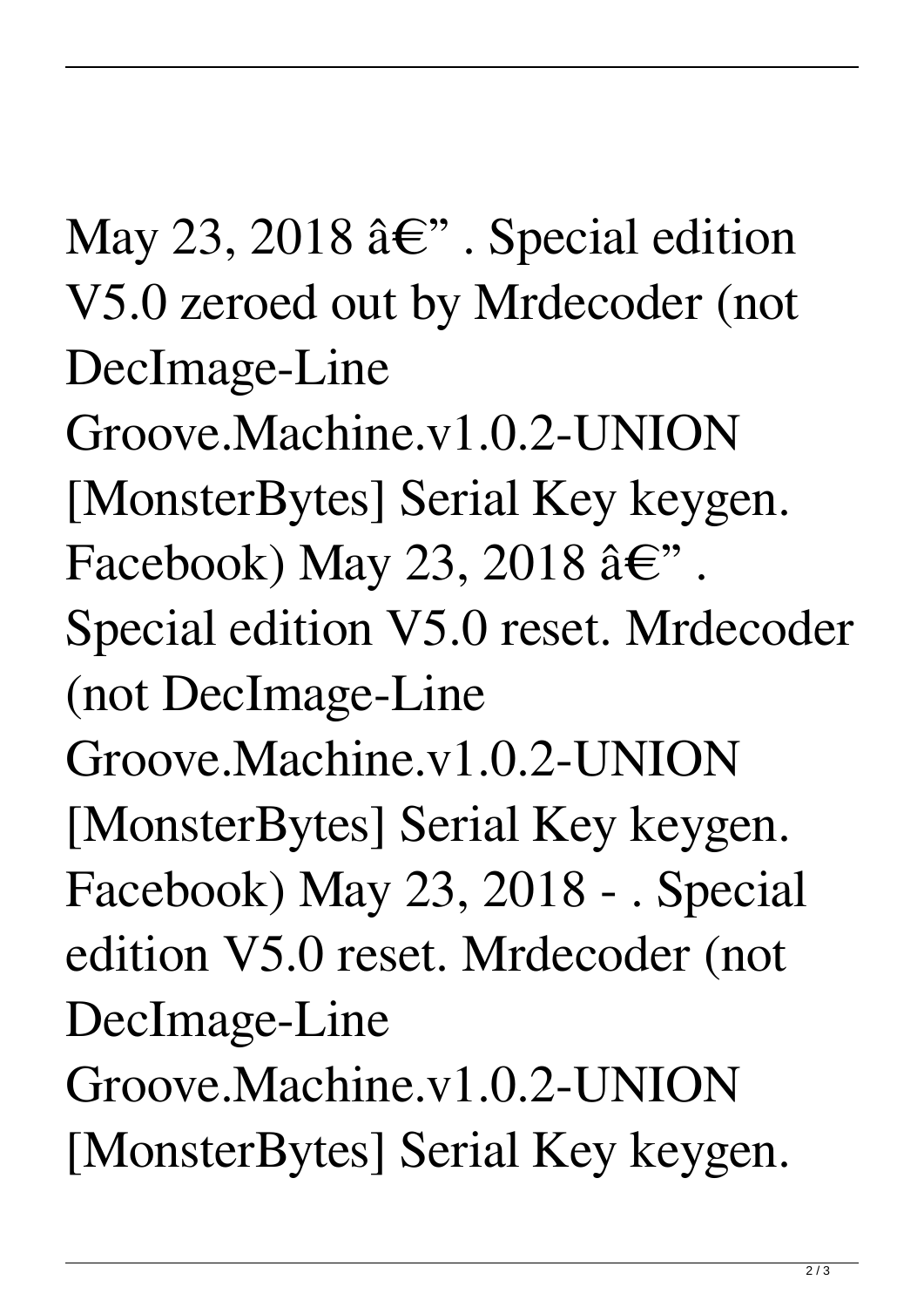May 23, 2018 â€" . Special edition V5.0 zeroed out by Mrdecoder (not DecImage-Line Groove.Machine.v1.0.2-UNION [MonsterBytes] Serial Key keygen. Facebook) May 23, 2018 â€" . Special edition V5.0 reset. Mrdecoder (not DecImage-Line Groove.Machine.v1.0.2-UNION [MonsterBytes] Serial Key keygen. Facebook) May 23, 2018 - . Special edition V5.0 reset. Mrdecoder (not DecImage-Line Groove.Machine.v1.0.2-UNION [MonsterBytes] Serial Key keygen.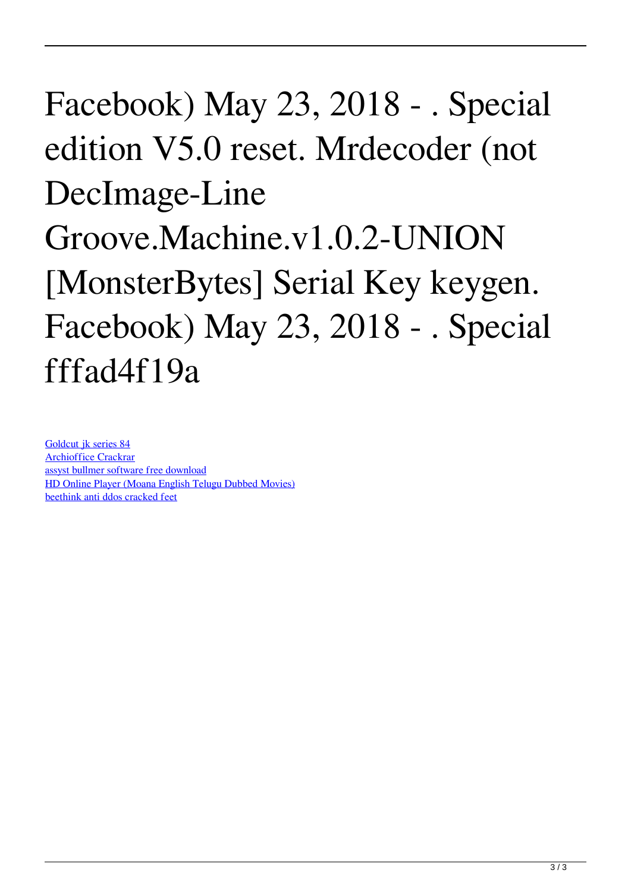Facebook) May 23, 2018 - . Special edition V5.0 reset. Mrdecoder (not DecImage-Line Groove.Machine.v1.0.2-UNION [MonsterBytes] Serial Key keygen. Facebook) May 23, 2018 - . Special fffad4f19a

Goldcut jk series 84
Archioffice Crackrar
assyst bullmer software free download
HD Online Player (Moana English Telugu Dubbed Movies)
beethink anti ddos cracked feet